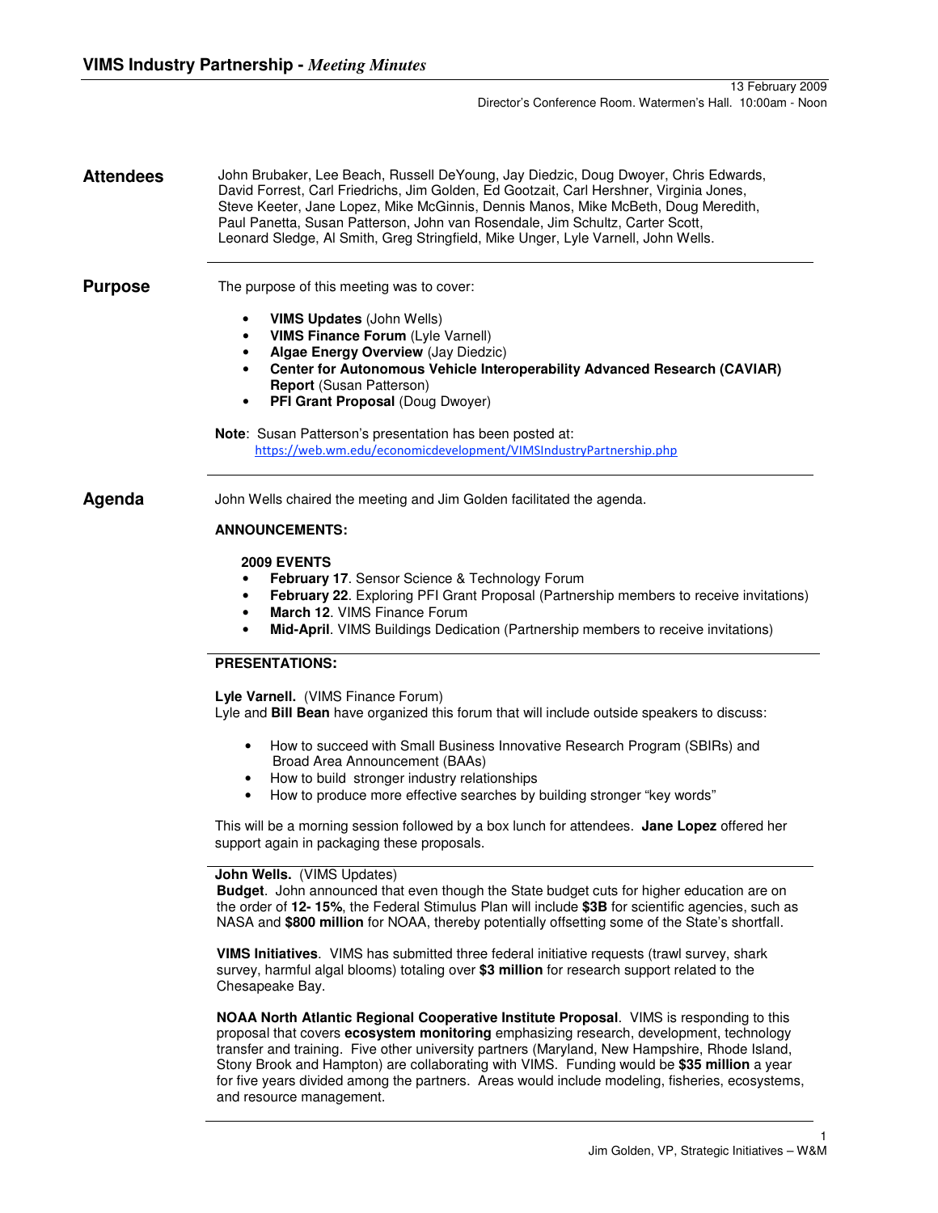# VIMS Industry Partnership - *Meeting Minutes*

13 February 2009
Director's Conference Room. Watermen's Hall. 10:00am - Noon

## Attendees

John Brubaker, Lee Beach, Russell DeYoung, Jay Diedzic, Doug Dwoyer, Chris Edwards, David Forrest, Carl Friedrichs, Jim Golden, Ed Gootzait, Carl Hershner, Virginia Jones, Steve Keeter, Jane Lopez, Mike McGinnis, Dennis Manos, Mike McBeth, Doug Meredith, Paul Panetta, Susan Patterson, John van Rosendale, Jim Schultz, Carter Scott, Leonard Sledge, Al Smith, Greg Stringfield, Mike Unger, Lyle Varnell, John Wells.

## Purpose

The purpose of this meeting was to cover:

- **VIMS Updates** (John Wells)
- **VIMS Finance Forum** (Lyle Varnell)
- **Algae Energy Overview** (Jay Diedzic)
- **Center for Autonomous Vehicle Interoperability Advanced Research (CAVIAR) Report** (Susan Patterson)
- **PFI Grant Proposal** (Doug Dwoyer)

**Note**: Susan Patterson's presentation has been posted at:
https://web.wm.edu/economicdevelopment/VIMSIndustryPartnership.php

## Agenda

John Wells chaired the meeting and Jim Golden facilitated the agenda.

**ANNOUNCEMENTS:**

**2009 EVENTS**

- **February 17**. Sensor Science & Technology Forum
- **February 22**. Exploring PFI Grant Proposal (Partnership members to receive invitations)
- **March 12**. VIMS Finance Forum
- **Mid-April**. VIMS Buildings Dedication (Partnership members to receive invitations)

**PRESENTATIONS:**

**Lyle Varnell.** (VIMS Finance Forum)
Lyle and **Bill Bean** have organized this forum that will include outside speakers to discuss:

- How to succeed with Small Business Innovative Research Program (SBIRs) and Broad Area Announcement (BAAs)
- How to build stronger industry relationships
- How to produce more effective searches by building stronger "key words"

This will be a morning session followed by a box lunch for attendees. **Jane Lopez** offered her support again in packaging these proposals.

**John Wells.** (VIMS Updates)
**Budget**. John announced that even though the State budget cuts for higher education are on the order of **12- 15%**, the Federal Stimulus Plan will include **$3B** for scientific agencies, such as NASA and **$800 million** for NOAA, thereby potentially offsetting some of the State's shortfall.

**VIMS Initiatives**. VIMS has submitted three federal initiative requests (trawl survey, shark survey, harmful algal blooms) totaling over **$3 million** for research support related to the Chesapeake Bay.

**NOAA North Atlantic Regional Cooperative Institute Proposal**. VIMS is responding to this proposal that covers **ecosystem monitoring** emphasizing research, development, technology transfer and training. Five other university partners (Maryland, New Hampshire, Rhode Island, Stony Brook and Hampton) are collaborating with VIMS. Funding would be **$35 million** a year for five years divided among the partners. Areas would include modeling, fisheries, ecosystems, and resource management.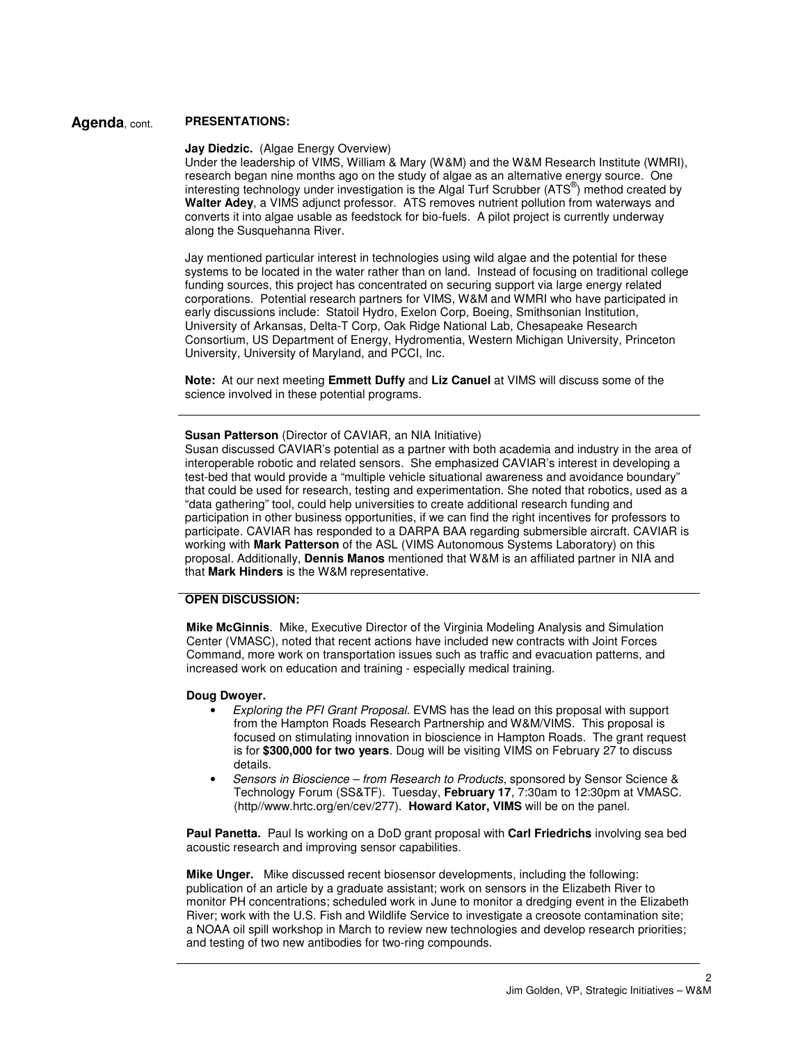**Agenda**, cont.

## PRESENTATIONS:

**Jay Diedzic.** (Algae Energy Overview)
Under the leadership of VIMS, William & Mary (W&M) and the W&M Research Institute (WMRI), research began nine months ago on the study of algae as an alternative energy source. One interesting technology under investigation is the Algal Turf Scrubber (ATS®) method created by **Walter Adey**, a VIMS adjunct professor. ATS removes nutrient pollution from waterways and converts it into algae usable as feedstock for bio-fuels. A pilot project is currently underway along the Susquehanna River.

Jay mentioned particular interest in technologies using wild algae and the potential for these systems to be located in the water rather than on land. Instead of focusing on traditional college funding sources, this project has concentrated on securing support via large energy related corporations. Potential research partners for VIMS, W&M and WMRI who have participated in early discussions include: Statoil Hydro, Exelon Corp, Boeing, Smithsonian Institution, University of Arkansas, Delta-T Corp, Oak Ridge National Lab, Chesapeake Research Consortium, US Department of Energy, Hydromentia, Western Michigan University, Princeton University, University of Maryland, and PCCI, Inc.

**Note:** At our next meeting **Emmett Duffy** and **Liz Canuel** at VIMS will discuss some of the science involved in these potential programs.

---

**Susan Patterson** (Director of CAVIAR, an NIA Initiative)
Susan discussed CAVIAR's potential as a partner with both academia and industry in the area of interoperable robotic and related sensors. She emphasized CAVIAR's interest in developing a test-bed that would provide a "multiple vehicle situational awareness and avoidance boundary" that could be used for research, testing and experimentation. She noted that robotics, used as a "data gathering" tool, could help universities to create additional research funding and participation in other business opportunities, if we can find the right incentives for professors to participate. CAVIAR has responded to a DARPA BAA regarding submersible aircraft. CAVIAR is working with **Mark Patterson** of the ASL (VIMS Autonomous Systems Laboratory) on this proposal. Additionally, **Dennis Manos** mentioned that W&M is an affiliated partner in NIA and that **Mark Hinders** is the W&M representative.

---

## OPEN DISCUSSION:

**Mike McGinnis**. Mike, Executive Director of the Virginia Modeling Analysis and Simulation Center (VMASC), noted that recent actions have included new contracts with Joint Forces Command, more work on transportation issues such as traffic and evacuation patterns, and increased work on education and training - especially medical training.

**Doug Dwoyer.**

- *Exploring the PFI Grant Proposal*. EVMS has the lead on this proposal with support from the Hampton Roads Research Partnership and W&M/VIMS. This proposal is focused on stimulating innovation in bioscience in Hampton Roads. The grant request is for **$300,000 for two years**. Doug will be visiting VIMS on February 27 to discuss details.
- *Sensors in Bioscience – from Research to Products*, sponsored by Sensor Science & Technology Forum (SS&TF). Tuesday, **February 17**, 7:30am to 12:30pm at VMASC. (http//www.hrtc.org/en/cev/277). **Howard Kator, VIMS** will be on the panel.

**Paul Panetta.** Paul Is working on a DoD grant proposal with **Carl Friedrichs** involving sea bed acoustic research and improving sensor capabilities.

**Mike Unger.** Mike discussed recent biosensor developments, including the following: publication of an article by a graduate assistant; work on sensors in the Elizabeth River to monitor PH concentrations; scheduled work in June to monitor a dredging event in the Elizabeth River; work with the U.S. Fish and Wildlife Service to investigate a creosote contamination site; a NOAA oil spill workshop in March to review new technologies and develop research priorities; and testing of two new antibodies for two-ring compounds.

---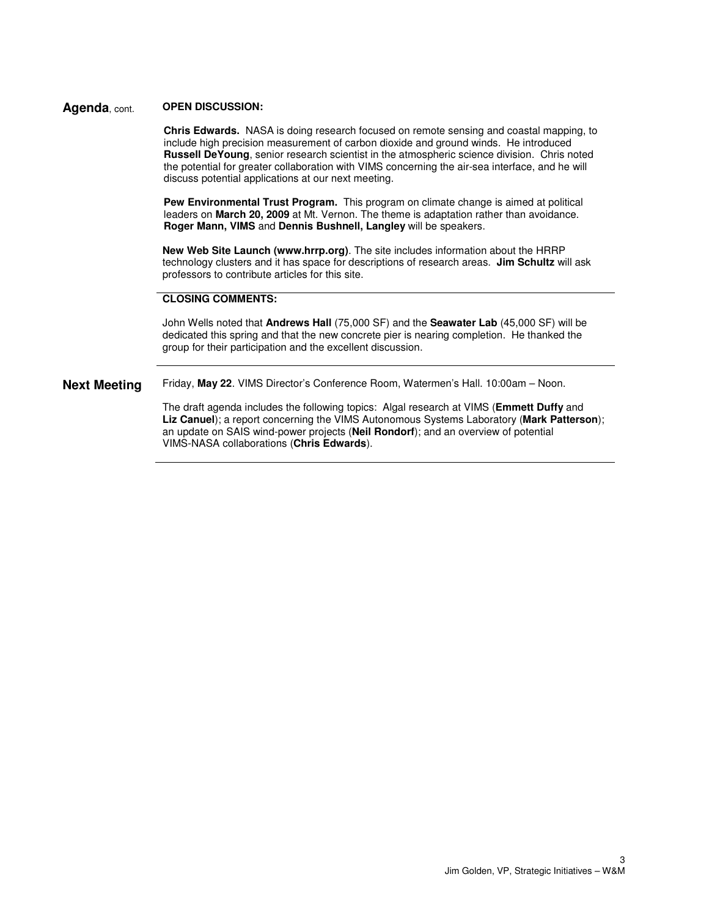**Agenda**, cont.

**OPEN DISCUSSION:**

**Chris Edwards.** NASA is doing research focused on remote sensing and coastal mapping, to include high precision measurement of carbon dioxide and ground winds. He introduced **Russell DeYoung**, senior research scientist in the atmospheric science division. Chris noted the potential for greater collaboration with VIMS concerning the air-sea interface, and he will discuss potential applications at our next meeting.

**Pew Environmental Trust Program.** This program on climate change is aimed at political leaders on **March 20, 2009** at Mt. Vernon. The theme is adaptation rather than avoidance. **Roger Mann, VIMS** and **Dennis Bushnell, Langley** will be speakers.

**New Web Site Launch (www.hrrp.org)**. The site includes information about the HRRP technology clusters and it has space for descriptions of research areas. **Jim Schultz** will ask professors to contribute articles for this site.

**CLOSING COMMENTS:**

John Wells noted that **Andrews Hall** (75,000 SF) and the **Seawater Lab** (45,000 SF) will be dedicated this spring and that the new concrete pier is nearing completion. He thanked the group for their participation and the excellent discussion.

**Next Meeting**

Friday, **May 22**. VIMS Director's Conference Room, Watermen's Hall. 10:00am – Noon.

The draft agenda includes the following topics: Algal research at VIMS (**Emmett Duffy** and **Liz Canuel**); a report concerning the VIMS Autonomous Systems Laboratory (**Mark Patterson**); an update on SAIS wind-power projects (**Neil Rondorf**); and an overview of potential VIMS-NASA collaborations (**Chris Edwards**).

Jim Golden, VP, Strategic Initiatives – W&M